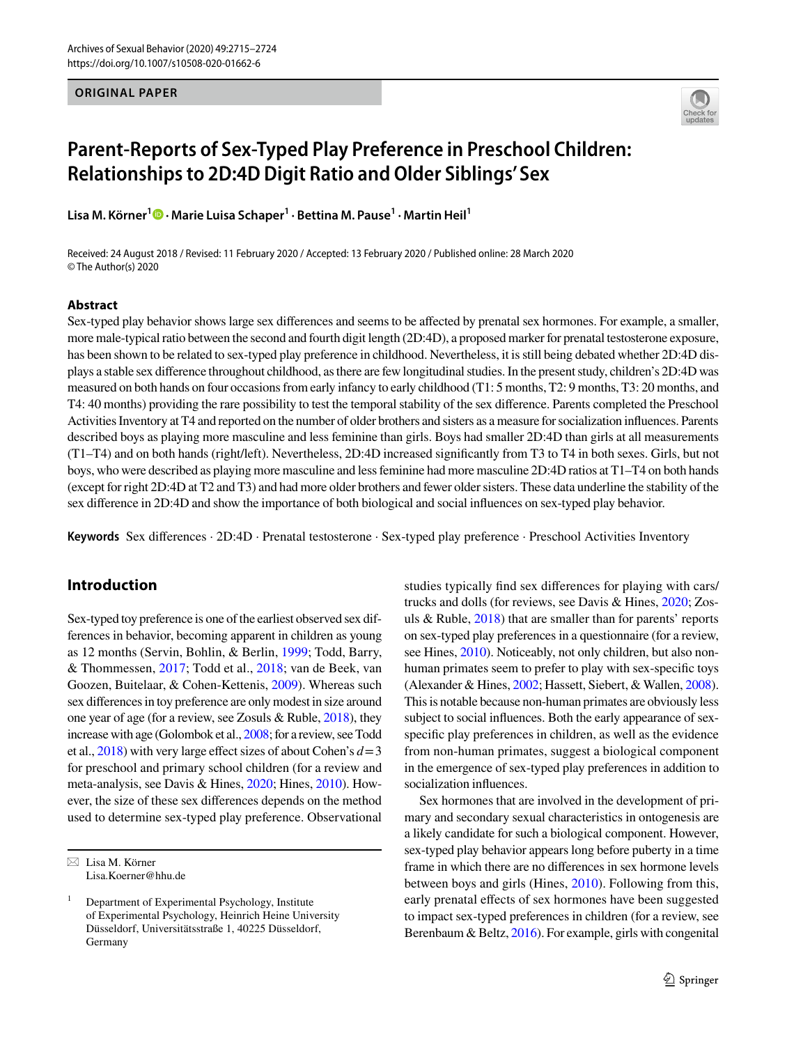ORIGINAL PAPER

# Parent-Reports of Sex-Typed Play Preference in Preschool Children: Relationships to 2D:4D Digit Ratio and Older Siblings' Sex

**Lisa M. Körner[1] · Marie Luisa Schaper[1] · Bettina M. Pause[1] · Martin Heil[1]**

Received: 24 August 2018 / Revised: 11 February 2020 / Accepted: 13 February 2020 / Published online: 28 March 2020
© The Author(s) 2020

## Abstract

Sex-typed play behavior shows large sex differences and seems to be affected by prenatal sex hormones. For example, a smaller, more male-typical ratio between the second and fourth digit length (2D:4D), a proposed marker for prenatal testosterone exposure, has been shown to be related to sex-typed play preference in childhood. Nevertheless, it is still being debated whether 2D:4D displays a stable sex difference throughout childhood, as there are few longitudinal studies. In the present study, children's 2D:4D was measured on both hands on four occasions from early infancy to early childhood (T1: 5 months, T2: 9 months, T3: 20 months, and T4: 40 months) providing the rare possibility to test the temporal stability of the sex difference. Parents completed the Preschool Activities Inventory at T4 and reported on the number of older brothers and sisters as a measure for socialization influences. Parents described boys as playing more masculine and less feminine than girls. Boys had smaller 2D:4D than girls at all measurements (T1–T4) and on both hands (right/left). Nevertheless, 2D:4D increased significantly from T3 to T4 in both sexes. Girls, but not boys, who were described as playing more masculine and less feminine had more masculine 2D:4D ratios at T1–T4 on both hands (except for right 2D:4D at T2 and T3) and had more older brothers and fewer older sisters. These data underline the stability of the sex difference in 2D:4D and show the importance of both biological and social influences on sex-typed play behavior.

**Keywords** Sex differences · 2D:4D · Prenatal testosterone · Sex-typed play preference · Preschool Activities Inventory

## Introduction

Sex-typed toy preference is one of the earliest observed sex differences in behavior, becoming apparent in children as young as 12 months (Servin, Bohlin, & Berlin, 1999; Todd, Barry, & Thommessen, 2017; Todd et al., 2018; van de Beek, van Goozen, Buitelaar, & Cohen-Kettenis, 2009). Whereas such sex differences in toy preference are only modest in size around one year of age (for a review, see Zosuls & Ruble, 2018), they increase with age (Golombok et al., 2008; for a review, see Todd et al., 2018) with very large effect sizes of about Cohen's $d = 3$ for preschool and primary school children (for a review and meta-analysis, see Davis & Hines, 2020; Hines, 2010). However, the size of these sex differences depends on the method used to determine sex-typed play preference. Observational studies typically find sex differences for playing with cars/trucks and dolls (for reviews, see Davis & Hines, 2020; Zosuls & Ruble, 2018) that are smaller than for parents' reports on sex-typed play preferences in a questionnaire (for a review, see Hines, 2010). Noticeably, not only children, but also non-human primates seem to prefer to play with sex-specific toys (Alexander & Hines, 2002; Hassett, Siebert, & Wallen, 2008). This is notable because non-human primates are obviously less subject to social influences. Both the early appearance of sex-specific play preferences in children, as well as the evidence from non-human primates, suggest a biological component in the emergence of sex-typed play preferences in addition to socialization influences.

Sex hormones that are involved in the development of primary and secondary sexual characteristics in ontogenesis are a likely candidate for such a biological component. However, sex-typed play behavior appears long before puberty in a time frame in which there are no differences in sex hormone levels between boys and girls (Hines, 2010). Following from this, early prenatal effects of sex hormones have been suggested to impact sex-typed preferences in children (for a review, see Berenbaum & Beltz, 2016). For example, girls with congenital

---

✉ Lisa M. Körner
Lisa.Koerner@hhu.de

[1] Department of Experimental Psychology, Institute of Experimental Psychology, Heinrich Heine University Düsseldorf, Universitätsstraße 1, 40225 Düsseldorf, Germany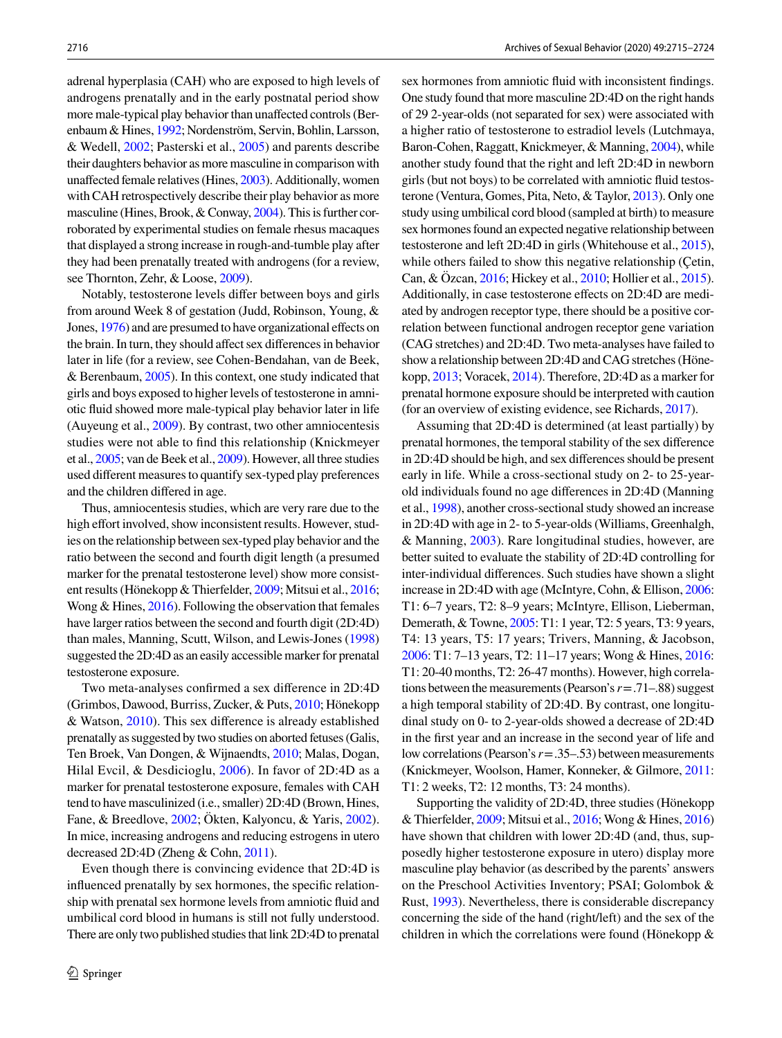adrenal hyperplasia (CAH) who are exposed to high levels of androgens prenatally and in the early postnatal period show more male-typical play behavior than unaffected controls (Berenbaum & Hines, 1992; Nordenström, Servin, Bohlin, Larsson, & Wedell, 2002; Pasterski et al., 2005) and parents describe their daughters behavior as more masculine in comparison with unaffected female relatives (Hines, 2003). Additionally, women with CAH retrospectively describe their play behavior as more masculine (Hines, Brook, & Conway, 2004). This is further corroborated by experimental studies on female rhesus macaques that displayed a strong increase in rough-and-tumble play after they had been prenatally treated with androgens (for a review, see Thornton, Zehr, & Loose, 2009).

Notably, testosterone levels differ between boys and girls from around Week 8 of gestation (Judd, Robinson, Young, & Jones, 1976) and are presumed to have organizational effects on the brain. In turn, they should affect sex differences in behavior later in life (for a review, see Cohen-Bendahan, van de Beek, & Berenbaum, 2005). In this context, one study indicated that girls and boys exposed to higher levels of testosterone in amniotic fluid showed more male-typical play behavior later in life (Auyeung et al., 2009). By contrast, two other amniocentesis studies were not able to find this relationship (Knickmeyer et al., 2005; van de Beek et al., 2009). However, all three studies used different measures to quantify sex-typed play preferences and the children differed in age.

Thus, amniocentesis studies, which are very rare due to the high effort involved, show inconsistent results. However, studies on the relationship between sex-typed play behavior and the ratio between the second and fourth digit length (a presumed marker for the prenatal testosterone level) show more consistent results (Hönekopp & Thierfelder, 2009; Mitsui et al., 2016; Wong & Hines, 2016). Following the observation that females have larger ratios between the second and fourth digit (2D:4D) than males, Manning, Scutt, Wilson, and Lewis-Jones (1998) suggested the 2D:4D as an easily accessible marker for prenatal testosterone exposure.

Two meta-analyses confirmed a sex difference in 2D:4D (Grimbos, Dawood, Burriss, Zucker, & Puts, 2010; Hönekopp & Watson, 2010). This sex difference is already established prenatally as suggested by two studies on aborted fetuses (Galis, Ten Broek, Van Dongen, & Wijnaendts, 2010; Malas, Dogan, Hilal Evcil, & Desdicioglu, 2006). In favor of 2D:4D as a marker for prenatal testosterone exposure, females with CAH tend to have masculinized (i.e., smaller) 2D:4D (Brown, Hines, Fane, & Breedlove, 2002; Ökten, Kalyoncu, & Yaris, 2002). In mice, increasing androgens and reducing estrogens in utero decreased 2D:4D (Zheng & Cohn, 2011).

Even though there is convincing evidence that 2D:4D is influenced prenatally by sex hormones, the specific relationship with prenatal sex hormone levels from amniotic fluid and umbilical cord blood in humans is still not fully understood. There are only two published studies that link 2D:4D to prenatal sex hormones from amniotic fluid with inconsistent findings. One study found that more masculine 2D:4D on the right hands of 29 2-year-olds (not separated for sex) were associated with a higher ratio of testosterone to estradiol levels (Lutchmaya, Baron-Cohen, Raggatt, Knickmeyer, & Manning, 2004), while another study found that the right and left 2D:4D in newborn girls (but not boys) to be correlated with amniotic fluid testosterone (Ventura, Gomes, Pita, Neto, & Taylor, 2013). Only one study using umbilical cord blood (sampled at birth) to measure sex hormones found an expected negative relationship between testosterone and left 2D:4D in girls (Whitehouse et al., 2015), while others failed to show this negative relationship (Çetin, Can, & Özcan, 2016; Hickey et al., 2010; Hollier et al., 2015). Additionally, in case testosterone effects on 2D:4D are mediated by androgen receptor type, there should be a positive correlation between functional androgen receptor gene variation (CAG stretches) and 2D:4D. Two meta-analyses have failed to show a relationship between 2D:4D and CAG stretches (Hönekopp, 2013; Voracek, 2014). Therefore, 2D:4D as a marker for prenatal hormone exposure should be interpreted with caution (for an overview of existing evidence, see Richards, 2017).

Assuming that 2D:4D is determined (at least partially) by prenatal hormones, the temporal stability of the sex difference in 2D:4D should be high, and sex differences should be present early in life. While a cross-sectional study on 2- to 25-year-old individuals found no age differences in 2D:4D (Manning et al., 1998), another cross-sectional study showed an increase in 2D:4D with age in 2- to 5-year-olds (Williams, Greenhalgh, & Manning, 2003). Rare longitudinal studies, however, are better suited to evaluate the stability of 2D:4D controlling for inter-individual differences. Such studies have shown a slight increase in 2D:4D with age (McIntyre, Cohn, & Ellison, 2006: T1: 6–7 years, T2: 8–9 years; McIntyre, Ellison, Lieberman, Demerath, & Towne, 2005: T1: 1 year, T2: 5 years, T3: 9 years, T4: 13 years, T5: 17 years; Trivers, Manning, & Jacobson, 2006: T1: 7–13 years, T2: 11–17 years; Wong & Hines, 2016: T1: 20-40 months, T2: 26-47 months). However, high correlations between the measurements (Pearson's $r = .71$–$.88$) suggest a high temporal stability of 2D:4D. By contrast, one longitudinal study on 0- to 2-year-olds showed a decrease of 2D:4D in the first year and an increase in the second year of life and low correlations (Pearson's $r = .35$–$.53$) between measurements (Knickmeyer, Woolson, Hamer, Konneker, & Gilmore, 2011: T1: 2 weeks, T2: 12 months, T3: 24 months).

Supporting the validity of 2D:4D, three studies (Hönekopp & Thierfelder, 2009; Mitsui et al., 2016; Wong & Hines, 2016) have shown that children with lower 2D:4D (and, thus, supposedly higher testosterone exposure in utero) display more masculine play behavior (as described by the parents' answers on the Preschool Activities Inventory; PSAI; Golombok & Rust, 1993). Nevertheless, there is considerable discrepancy concerning the side of the hand (right/left) and the sex of the children in which the correlations were found (Hönekopp &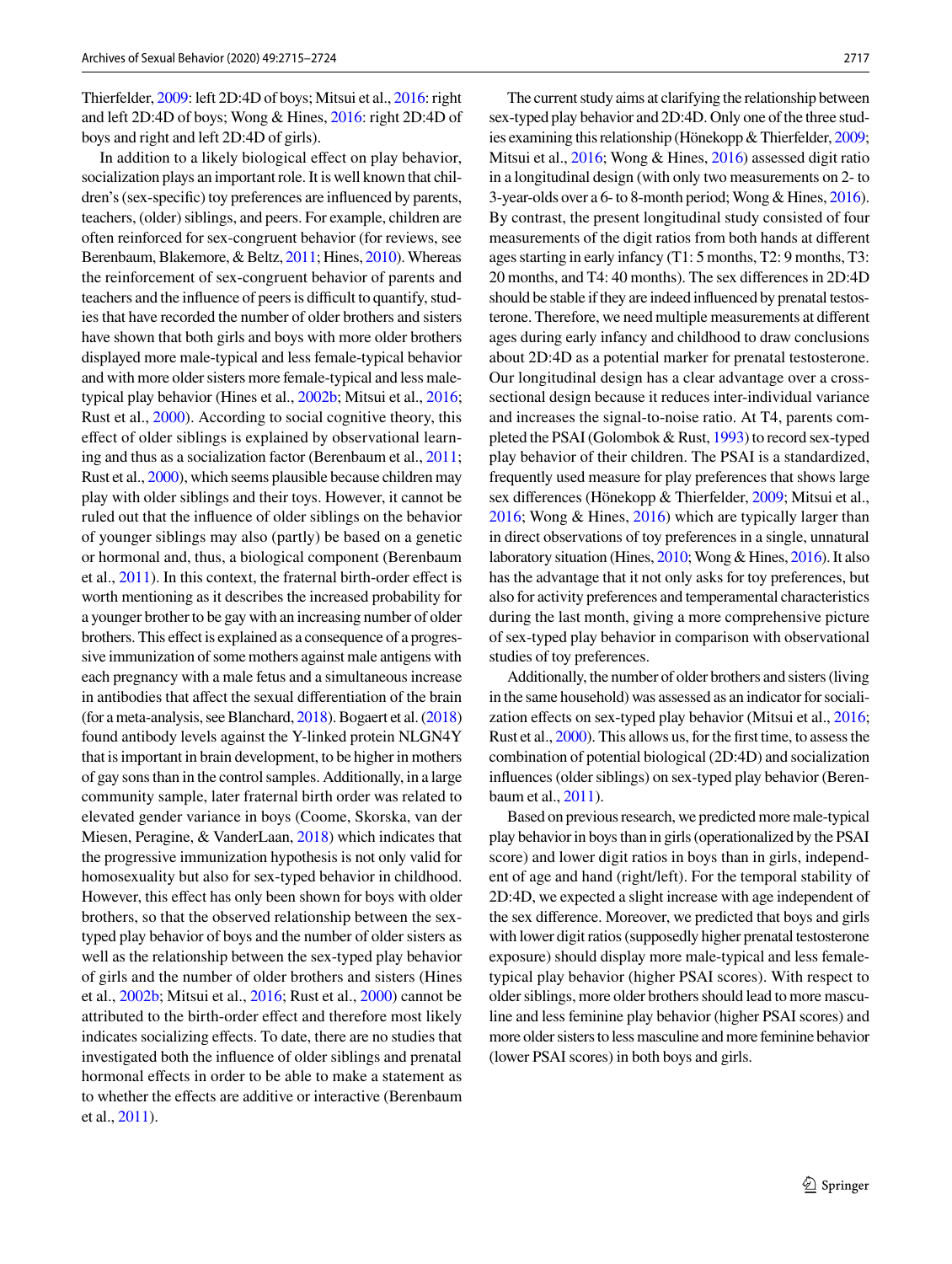Thierfelder, 2009: left 2D:4D of boys; Mitsui et al., 2016: right and left 2D:4D of boys; Wong & Hines, 2016: right 2D:4D of boys and right and left 2D:4D of girls).

In addition to a likely biological effect on play behavior, socialization plays an important role. It is well known that children's (sex-specific) toy preferences are influenced by parents, teachers, (older) siblings, and peers. For example, children are often reinforced for sex-congruent behavior (for reviews, see Berenbaum, Blakemore, & Beltz, 2011; Hines, 2010). Whereas the reinforcement of sex-congruent behavior of parents and teachers and the influence of peers is difficult to quantify, studies that have recorded the number of older brothers and sisters have shown that both girls and boys with more older brothers displayed more male-typical and less female-typical behavior and with more older sisters more female-typical and less male-typical play behavior (Hines et al., 2002b; Mitsui et al., 2016; Rust et al., 2000). According to social cognitive theory, this effect of older siblings is explained by observational learning and thus as a socialization factor (Berenbaum et al., 2011; Rust et al., 2000), which seems plausible because children may play with older siblings and their toys. However, it cannot be ruled out that the influence of older siblings on the behavior of younger siblings may also (partly) be based on a genetic or hormonal and, thus, a biological component (Berenbaum et al., 2011). In this context, the fraternal birth-order effect is worth mentioning as it describes the increased probability for a younger brother to be gay with an increasing number of older brothers. This effect is explained as a consequence of a progressive immunization of some mothers against male antigens with each pregnancy with a male fetus and a simultaneous increase in antibodies that affect the sexual differentiation of the brain (for a meta-analysis, see Blanchard, 2018). Bogaert et al. (2018) found antibody levels against the Y-linked protein NLGN4Y that is important in brain development, to be higher in mothers of gay sons than in the control samples. Additionally, in a large community sample, later fraternal birth order was related to elevated gender variance in boys (Coome, Skorska, van der Miesen, Peragine, & VanderLaan, 2018) which indicates that the progressive immunization hypothesis is not only valid for homosexuality but also for sex-typed behavior in childhood. However, this effect has only been shown for boys with older brothers, so that the observed relationship between the sex-typed play behavior of boys and the number of older sisters as well as the relationship between the sex-typed play behavior of girls and the number of older brothers and sisters (Hines et al., 2002b; Mitsui et al., 2016; Rust et al., 2000) cannot be attributed to the birth-order effect and therefore most likely indicates socializing effects. To date, there are no studies that investigated both the influence of older siblings and prenatal hormonal effects in order to be able to make a statement as to whether the effects are additive or interactive (Berenbaum et al., 2011).

The current study aims at clarifying the relationship between sex-typed play behavior and 2D:4D. Only one of the three studies examining this relationship (Hönekopp & Thierfelder, 2009; Mitsui et al., 2016; Wong & Hines, 2016) assessed digit ratio in a longitudinal design (with only two measurements on 2- to 3-year-olds over a 6- to 8-month period; Wong & Hines, 2016). By contrast, the present longitudinal study consisted of four measurements of the digit ratios from both hands at different ages starting in early infancy (T1: 5 months, T2: 9 months, T3: 20 months, and T4: 40 months). The sex differences in 2D:4D should be stable if they are indeed influenced by prenatal testosterone. Therefore, we need multiple measurements at different ages during early infancy and childhood to draw conclusions about 2D:4D as a potential marker for prenatal testosterone. Our longitudinal design has a clear advantage over a cross-sectional design because it reduces inter-individual variance and increases the signal-to-noise ratio. At T4, parents completed the PSAI (Golombok & Rust, 1993) to record sex-typed play behavior of their children. The PSAI is a standardized, frequently used measure for play preferences that shows large sex differences (Hönekopp & Thierfelder, 2009; Mitsui et al., 2016; Wong & Hines, 2016) which are typically larger than in direct observations of toy preferences in a single, unnatural laboratory situation (Hines, 2010; Wong & Hines, 2016). It also has the advantage that it not only asks for toy preferences, but also for activity preferences and temperamental characteristics during the last month, giving a more comprehensive picture of sex-typed play behavior in comparison with observational studies of toy preferences.

Additionally, the number of older brothers and sisters (living in the same household) was assessed as an indicator for socialization effects on sex-typed play behavior (Mitsui et al., 2016; Rust et al., 2000). This allows us, for the first time, to assess the combination of potential biological (2D:4D) and socialization influences (older siblings) on sex-typed play behavior (Berenbaum et al., 2011).

Based on previous research, we predicted more male-typical play behavior in boys than in girls (operationalized by the PSAI score) and lower digit ratios in boys than in girls, independent of age and hand (right/left). For the temporal stability of 2D:4D, we expected a slight increase with age independent of the sex difference. Moreover, we predicted that boys and girls with lower digit ratios (supposedly higher prenatal testosterone exposure) should display more male-typical and less female-typical play behavior (higher PSAI scores). With respect to older siblings, more older brothers should lead to more masculine and less feminine play behavior (higher PSAI scores) and more older sisters to less masculine and more feminine behavior (lower PSAI scores) in both boys and girls.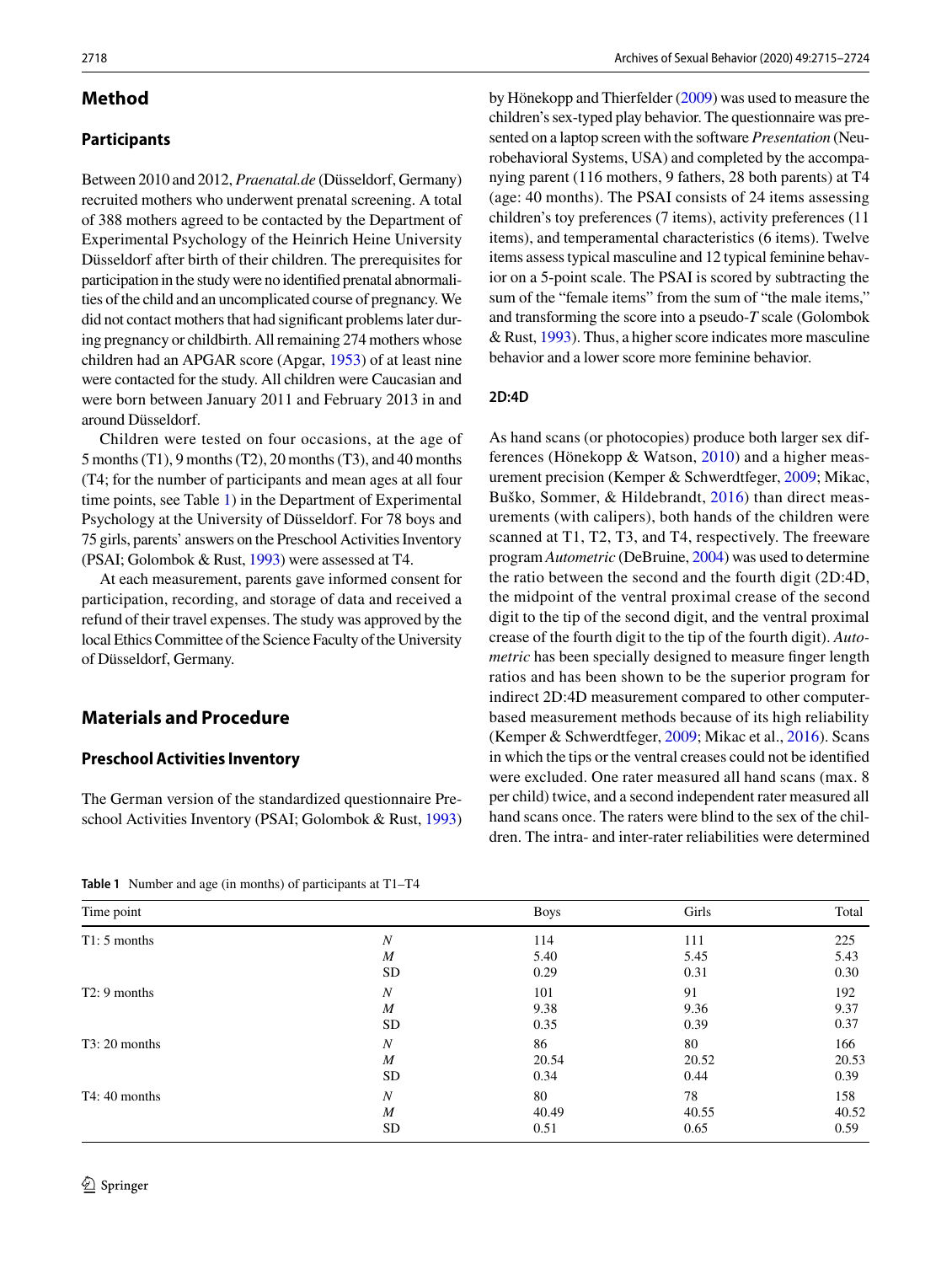## Method

### Participants

Between 2010 and 2012, *Praenatal.de* (Düsseldorf, Germany) recruited mothers who underwent prenatal screening. A total of 388 mothers agreed to be contacted by the Department of Experimental Psychology of the Heinrich Heine University Düsseldorf after birth of their children. The prerequisites for participation in the study were no identified prenatal abnormalities of the child and an uncomplicated course of pregnancy. We did not contact mothers that had significant problems later during pregnancy or childbirth. All remaining 274 mothers whose children had an APGAR score (Apgar, 1953) of at least nine were contacted for the study. All children were Caucasian and were born between January 2011 and February 2013 in and around Düsseldorf.

Children were tested on four occasions, at the age of 5 months (T1), 9 months (T2), 20 months (T3), and 40 months (T4; for the number of participants and mean ages at all four time points, see Table 1) in the Department of Experimental Psychology at the University of Düsseldorf. For 78 boys and 75 girls, parents' answers on the Preschool Activities Inventory (PSAI; Golombok & Rust, 1993) were assessed at T4.

At each measurement, parents gave informed consent for participation, recording, and storage of data and received a refund of their travel expenses. The study was approved by the local Ethics Committee of the Science Faculty of the University of Düsseldorf, Germany.

## Materials and Procedure

### Preschool Activities Inventory

The German version of the standardized questionnaire Preschool Activities Inventory (PSAI; Golombok & Rust, 1993) by Hönekopp and Thierfelder (2009) was used to measure the children's sex-typed play behavior. The questionnaire was presented on a laptop screen with the software *Presentation* (Neurobehavioral Systems, USA) and completed by the accompanying parent (116 mothers, 9 fathers, 28 both parents) at T4 (age: 40 months). The PSAI consists of 24 items assessing children's toy preferences (7 items), activity preferences (11 items), and temperamental characteristics (6 items). Twelve items assess typical masculine and 12 typical feminine behavior on a 5-point scale. The PSAI is scored by subtracting the sum of the "female items" from the sum of "the male items," and transforming the score into a pseudo-*T* scale (Golombok & Rust, 1993). Thus, a higher score indicates more masculine behavior and a lower score more feminine behavior.

### 2D:4D

As hand scans (or photocopies) produce both larger sex differences (Hönekopp & Watson, 2010) and a higher measurement precision (Kemper & Schwerdtfeger, 2009; Mikac, Buško, Sommer, & Hildebrandt, 2016) than direct measurements (with calipers), both hands of the children were scanned at T1, T2, T3, and T4, respectively. The freeware program *Autometric* (DeBruine, 2004) was used to determine the ratio between the second and the fourth digit (2D:4D, the midpoint of the ventral proximal crease of the second digit to the tip of the second digit, and the ventral proximal crease of the fourth digit to the tip of the fourth digit). *Autometric* has been specially designed to measure finger length ratios and has been shown to be the superior program for indirect 2D:4D measurement compared to other computer-based measurement methods because of its high reliability (Kemper & Schwerdtfeger, 2009; Mikac et al., 2016). Scans in which the tips or the ventral creases could not be identified were excluded. One rater measured all hand scans (max. 8 per child) twice, and a second independent rater measured all hand scans once. The raters were blind to the sex of the children. The intra- and inter-rater reliabilities were determined

**Table 1** Number and age (in months) of participants at T1–T4

| Time point | | Boys | Girls | Total |
|---|---|---|---|---|
| T1: 5 months | *N* | 114 | 111 | 225 |
| | *M* | 5.40 | 5.45 | 5.43 |
| | SD | 0.29 | 0.31 | 0.30 |
| T2: 9 months | *N* | 101 | 91 | 192 |
| | *M* | 9.38 | 9.36 | 9.37 |
| | SD | 0.35 | 0.39 | 0.37 |
| T3: 20 months | *N* | 86 | 80 | 166 |
| | *M* | 20.54 | 20.52 | 20.53 |
| | SD | 0.34 | 0.44 | 0.39 |
| T4: 40 months | *N* | 80 | 78 | 158 |
| | *M* | 40.49 | 40.55 | 40.52 |
| | SD | 0.51 | 0.65 | 0.59 |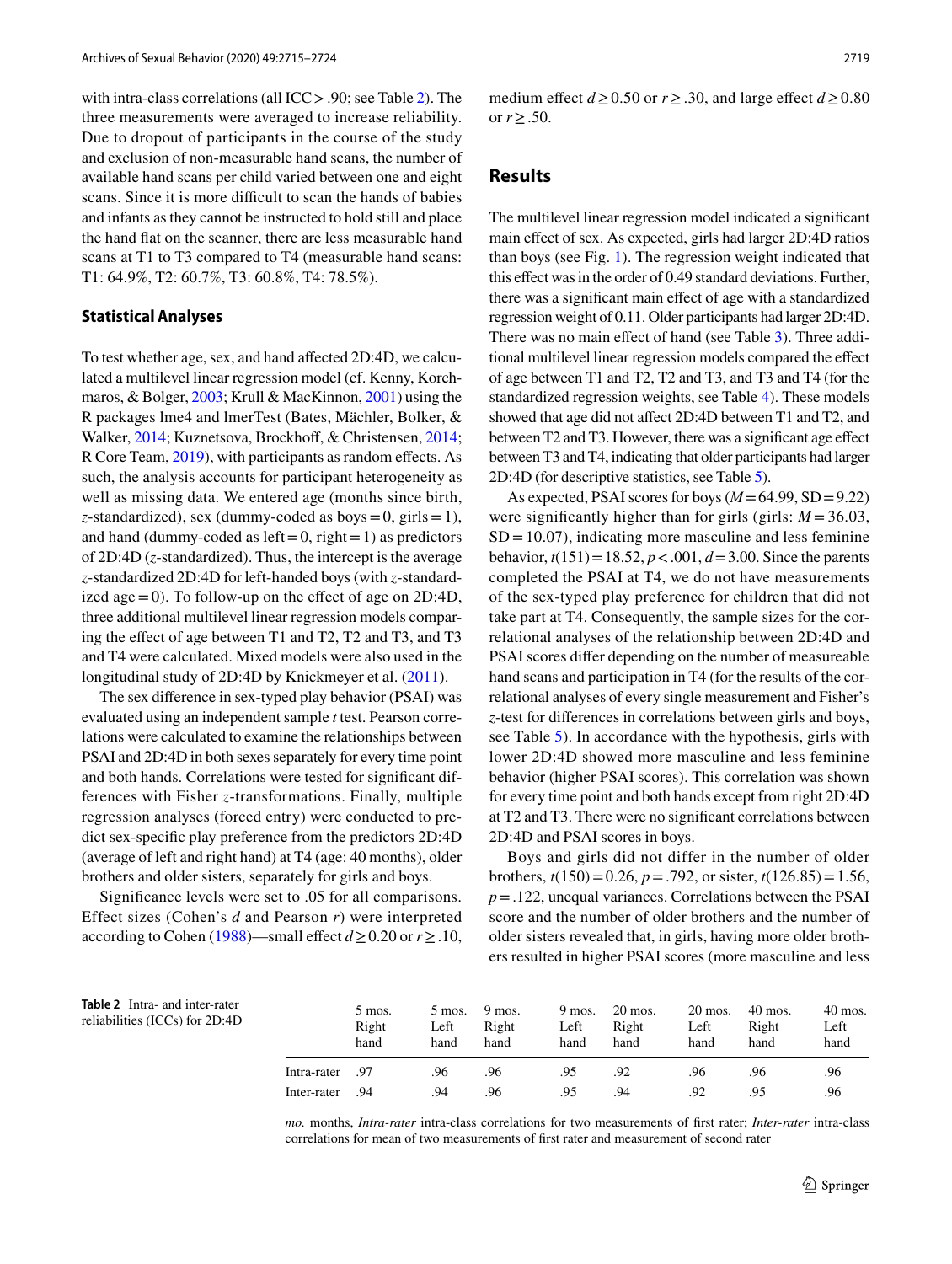with intra-class correlations (all ICC > .90; see Table 2). The three measurements were averaged to increase reliability. Due to dropout of participants in the course of the study and exclusion of non-measurable hand scans, the number of available hand scans per child varied between one and eight scans. Since it is more difficult to scan the hands of babies and infants as they cannot be instructed to hold still and place the hand flat on the scanner, there are less measurable hand scans at T1 to T3 compared to T4 (measurable hand scans: T1: 64.9%, T2: 60.7%, T3: 60.8%, T4: 78.5%).

### Statistical Analyses

To test whether age, sex, and hand affected 2D:4D, we calculated a multilevel linear regression model (cf. Kenny, Korchmaros, & Bolger, 2003; Krull & MacKinnon, 2001) using the R packages lme4 and lmerTest (Bates, Mächler, Bolker, & Walker, 2014; Kuznetsova, Brockhoff, & Christensen, 2014; R Core Team, 2019), with participants as random effects. As such, the analysis accounts for participant heterogeneity as well as missing data. We entered age (months since birth, $z$-standardized), sex (dummy-coded as boys = 0, girls = 1), and hand (dummy-coded as left = 0, right = 1) as predictors of 2D:4D ($z$-standardized). Thus, the intercept is the average $z$-standardized 2D:4D for left-handed boys (with $z$-standardized age = 0). To follow-up on the effect of age on 2D:4D, three additional multilevel linear regression models comparing the effect of age between T1 and T2, T2 and T3, and T3 and T4 were calculated. Mixed models were also used in the longitudinal study of 2D:4D by Knickmeyer et al. (2011).

The sex difference in sex-typed play behavior (PSAI) was evaluated using an independent sample $t$ test. Pearson correlations were calculated to examine the relationships between PSAI and 2D:4D in both sexes separately for every time point and both hands. Correlations were tested for significant differences with Fisher $z$-transformations. Finally, multiple regression analyses (forced entry) were conducted to predict sex-specific play preference from the predictors 2D:4D (average of left and right hand) at T4 (age: 40 months), older brothers and older sisters, separately for girls and boys.

Significance levels were set to .05 for all comparisons. Effect sizes (Cohen's $d$ and Pearson $r$) were interpreted according to Cohen (1988)—small effect $d \geq 0.20$ or $r \geq .10$, medium effect $d \geq 0.50$ or $r \geq .30$, and large effect $d \geq 0.80$ or $r \geq .50$.

## Results

The multilevel linear regression model indicated a significant main effect of sex. As expected, girls had larger 2D:4D ratios than boys (see Fig. 1). The regression weight indicated that this effect was in the order of 0.49 standard deviations. Further, there was a significant main effect of age with a standardized regression weight of 0.11. Older participants had larger 2D:4D. There was no main effect of hand (see Table 3). Three additional multilevel linear regression models compared the effect of age between T1 and T2, T2 and T3, and T3 and T4 (for the standardized regression weights, see Table 4). These models showed that age did not affect 2D:4D between T1 and T2, and between T2 and T3. However, there was a significant age effect between T3 and T4, indicating that older participants had larger 2D:4D (for descriptive statistics, see Table 5).

As expected, PSAI scores for boys ($M = 64.99$, SD = 9.22) were significantly higher than for girls (girls: $M = 36.03$, SD = 10.07), indicating more masculine and less feminine behavior, $t(151) = 18.52$, $p < .001$, $d = 3.00$. Since the parents completed the PSAI at T4, we do not have measurements of the sex-typed play preference for children that did not take part at T4. Consequently, the sample sizes for the correlational analyses of the relationship between 2D:4D and PSAI scores differ depending on the number of measureable hand scans and participation in T4 (for the results of the correlational analyses of every single measurement and Fisher's $z$-test for differences in correlations between girls and boys, see Table 5). In accordance with the hypothesis, girls with lower 2D:4D showed more masculine and less feminine behavior (higher PSAI scores). This correlation was shown for every time point and both hands except from right 2D:4D at T2 and T3. There were no significant correlations between 2D:4D and PSAI scores in boys.

Boys and girls did not differ in the number of older brothers, $t(150) = 0.26$, $p = .792$, or sister, $t(126.85) = 1.56$, $p = .122$, unequal variances. Correlations between the PSAI score and the number of older brothers and the number of older sisters revealed that, in girls, having more older brothers resulted in higher PSAI scores (more masculine and less

**Table 2** Intra- and inter-rater reliabilities (ICCs) for 2D:4D

| | 5 mos. Right hand | 5 mos. Left hand | 9 mos. Right hand | 9 mos. Left hand | 20 mos. Right hand | 20 mos. Left hand | 40 mos. Right hand | 40 mos. Left hand |
|---|---|---|---|---|---|---|---|---|
| Intra-rater | .97 | .96 | .96 | .95 | .92 | .96 | .96 | .96 |
| Inter-rater | .94 | .94 | .96 | .95 | .94 | .92 | .95 | .96 |

*mo.* months, *Intra-rater* intra-class correlations for two measurements of first rater; *Inter-rater* intra-class correlations for mean of two measurements of first rater and measurement of second rater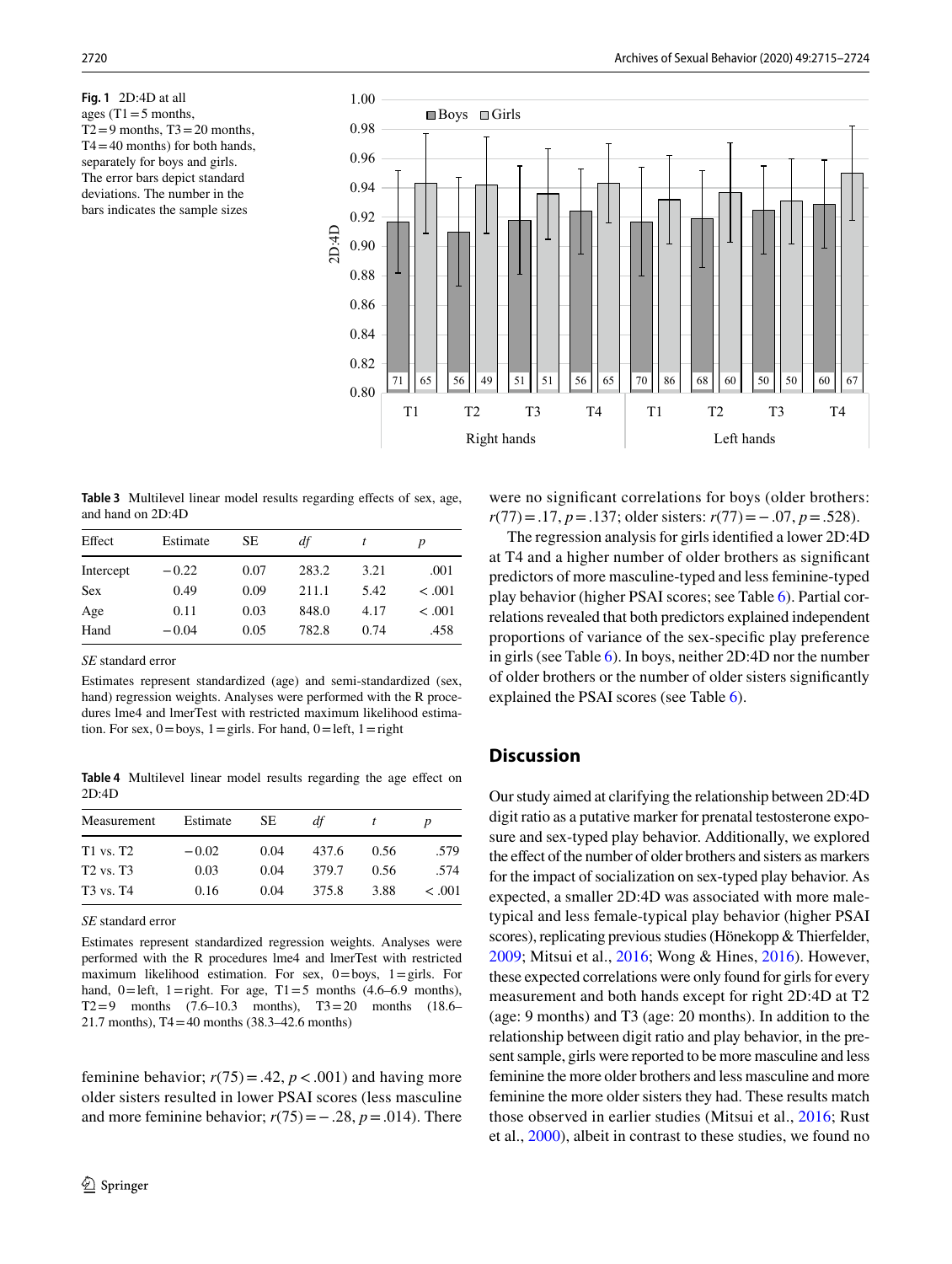Fig. 1 2D:4D at all ages (T1 = 5 months, T2 = 9 months, T3 = 20 months, T4 = 40 months) for both hands, separately for boys and girls. The error bars depict standard deviations. The number in the bars indicates the sample sizes

**Table 3** Multilevel linear model results regarding effects of sex, age, and hand on 2D:4D

| Effect | Estimate | SE | *df* | *t* | *p* |
|---|---|---|---|---|---|
| Intercept | −0.22 | 0.07 | 283.2 | 3.21 | .001 |
| Sex | 0.49 | 0.09 | 211.1 | 5.42 | < .001 |
| Age | 0.11 | 0.03 | 848.0 | 4.17 | < .001 |
| Hand | −0.04 | 0.05 | 782.8 | 0.74 | .458 |

*SE* standard error

Estimates represent standardized (age) and semi-standardized (sex, hand) regression weights. Analyses were performed with the R procedures lme4 and lmerTest with restricted maximum likelihood estimation. For sex, 0 = boys, 1 = girls. For hand, 0 = left, 1 = right

**Table 4** Multilevel linear model results regarding the age effect on 2D:4D

| Measurement | Estimate | SE | *df* | *t* | *p* |
|---|---|---|---|---|---|
| T1 vs. T2 | −0.02 | 0.04 | 437.6 | 0.56 | .579 |
| T2 vs. T3 | 0.03 | 0.04 | 379.7 | 0.56 | .574 |
| T3 vs. T4 | 0.16 | 0.04 | 375.8 | 3.88 | < .001 |

*SE* standard error

Estimates represent standardized regression weights. Analyses were performed with the R procedures lme4 and lmerTest with restricted maximum likelihood estimation. For sex, 0 = boys, 1 = girls. For hand, 0 = left, 1 = right. For age, T1 = 5 months (4.6–6.9 months), T2 = 9 months (7.6–10.3 months), T3 = 20 months (18.6–21.7 months), T4 = 40 months (38.3–42.6 months)

feminine behavior; $r(75) = .42$, $p < .001$) and having more older sisters resulted in lower PSAI scores (less masculine and more feminine behavior; $r(75) = -.28$, $p = .014$). There were no significant correlations for boys (older brothers: $r(77) = .17$, $p = .137$; older sisters: $r(77) = -.07$, $p = .528$).

The regression analysis for girls identified a lower 2D:4D at T4 and a higher number of older brothers as significant predictors of more masculine-typed and less feminine-typed play behavior (higher PSAI scores; see Table 6). Partial correlations revealed that both predictors explained independent proportions of variance of the sex-specific play preference in girls (see Table 6). In boys, neither 2D:4D nor the number of older brothers or the number of older sisters significantly explained the PSAI scores (see Table 6).

## Discussion

Our study aimed at clarifying the relationship between 2D:4D digit ratio as a putative marker for prenatal testosterone exposure and sex-typed play behavior. Additionally, we explored the effect of the number of older brothers and sisters as markers for the impact of socialization on sex-typed play behavior. As expected, a smaller 2D:4D was associated with more male-typical and less female-typical play behavior (higher PSAI scores), replicating previous studies (Hönekopp & Thierfelder, 2009; Mitsui et al., 2016; Wong & Hines, 2016). However, these expected correlations were only found for girls for every measurement and both hands except for right 2D:4D at T2 (age: 9 months) and T3 (age: 20 months). In addition to the relationship between digit ratio and play behavior, in the present sample, girls were reported to be more masculine and less feminine the more older brothers and less masculine and more feminine the more older sisters they had. These results match those observed in earlier studies (Mitsui et al., 2016; Rust et al., 2000), albeit in contrast to these studies, we found no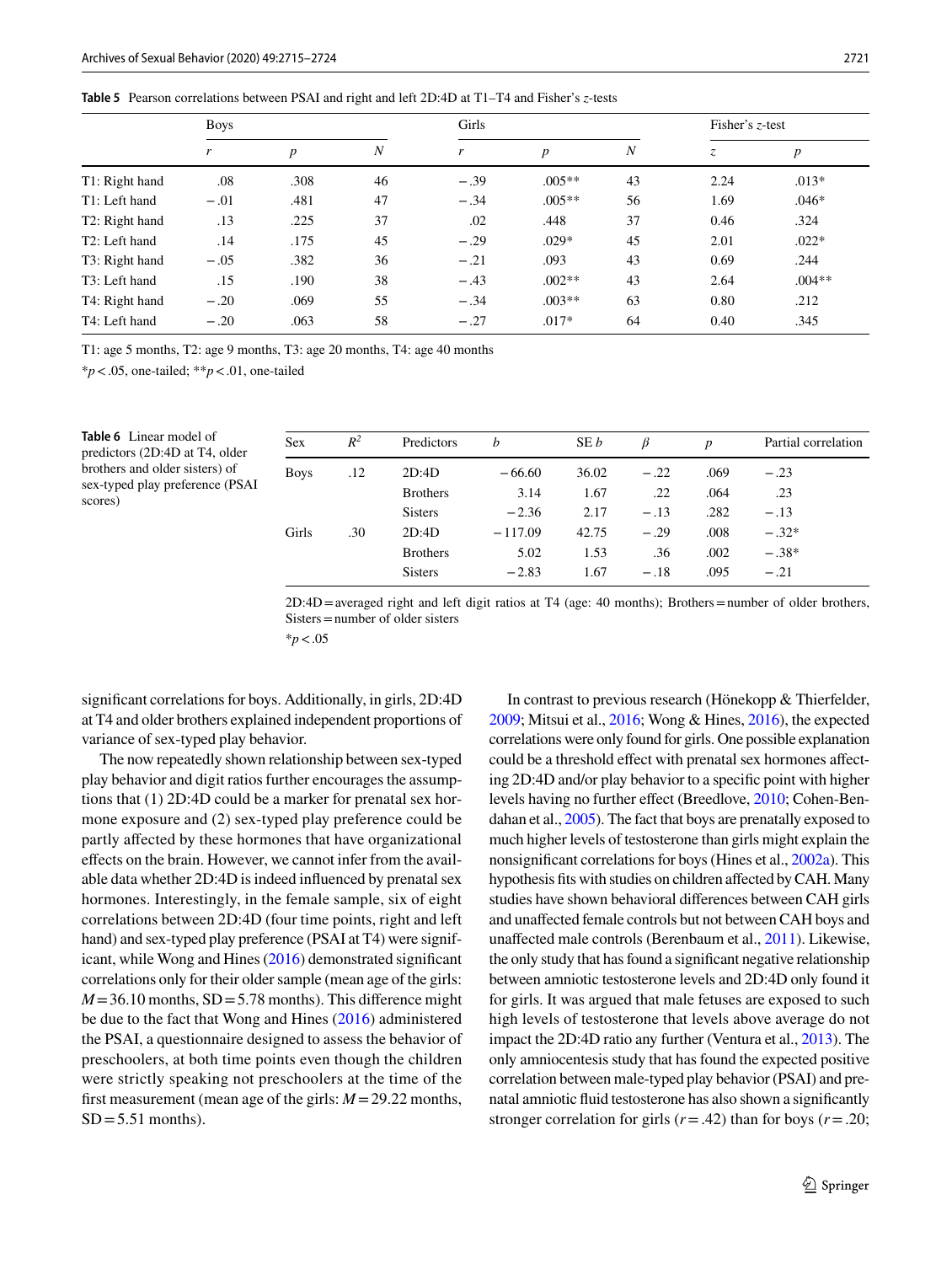**Table 5** Pearson correlations between PSAI and right and left 2D:4D at T1–T4 and Fisher's *z*-tests

| | Boys | | | Girls | | | Fisher's *z*-test | |
|---|---|---|---|---|---|---|---|---|
| | *r* | *p* | *N* | *r* | *p* | *N* | *z* | *p* |
| T1: Right hand | .08 | .308 | 46 | − .39 | .005** | 43 | 2.24 | .013* |
| T1: Left hand | − .01 | .481 | 47 | − .34 | .005** | 56 | 1.69 | .046* |
| T2: Right hand | .13 | .225 | 37 | .02 | .448 | 37 | 0.46 | .324 |
| T2: Left hand | .14 | .175 | 45 | − .29 | .029* | 45 | 2.01 | .022* |
| T3: Right hand | − .05 | .382 | 36 | − .21 | .093 | 43 | 0.69 | .244 |
| T3: Left hand | .15 | .190 | 38 | − .43 | .002** | 43 | 2.64 | .004** |
| T4: Right hand | − .20 | .069 | 55 | − .34 | .003** | 63 | 0.80 | .212 |
| T4: Left hand | − .20 | .063 | 58 | − .27 | .017* | 64 | 0.40 | .345 |

T1: age 5 months, T2: age 9 months, T3: age 20 months, T4: age 40 months

*$p < .05$, one-tailed; **$p < .01$, one-tailed

**Table 6** Linear model of predictors (2D:4D at T4, older brothers and older sisters) of sex-typed play preference (PSAI scores)

| Sex | $R^2$ | Predictors | *b* | SE *b* | *β* | *p* | Partial correlation |
|---|---|---|---|---|---|---|---|
| Boys | .12 | 2D:4D | − 66.60 | 36.02 | − .22 | .069 | − .23 |
| | | Brothers | 3.14 | 1.67 | .22 | .064 | .23 |
| | | Sisters | − 2.36 | 2.17 | − .13 | .282 | − .13 |
| Girls | .30 | 2D:4D | − 117.09 | 42.75 | − .29 | .008 | − .32* |
| | | Brothers | 5.02 | 1.53 | .36 | .002 | − .38* |
| | | Sisters | − 2.83 | 1.67 | − .18 | .095 | − .21 |

2D:4D = averaged right and left digit ratios at T4 (age: 40 months); Brothers = number of older brothers, Sisters = number of older sisters

*$p < .05$

significant correlations for boys. Additionally, in girls, 2D:4D at T4 and older brothers explained independent proportions of variance of sex-typed play behavior.

The now repeatedly shown relationship between sex-typed play behavior and digit ratios further encourages the assumptions that (1) 2D:4D could be a marker for prenatal sex hormone exposure and (2) sex-typed play preference could be partly affected by these hormones that have organizational effects on the brain. However, we cannot infer from the available data whether 2D:4D is indeed influenced by prenatal sex hormones. Interestingly, in the female sample, six of eight correlations between 2D:4D (four time points, right and left hand) and sex-typed play preference (PSAI at T4) were significant, while Wong and Hines (2016) demonstrated significant correlations only for their older sample (mean age of the girls: $M = 36.10$ months, $SD = 5.78$ months). This difference might be due to the fact that Wong and Hines (2016) administered the PSAI, a questionnaire designed to assess the behavior of preschoolers, at both time points even though the children were strictly speaking not preschoolers at the time of the first measurement (mean age of the girls: $M = 29.22$ months, $SD = 5.51$ months).

In contrast to previous research (Hönekopp & Thierfelder, 2009; Mitsui et al., 2016; Wong & Hines, 2016), the expected correlations were only found for girls. One possible explanation could be a threshold effect with prenatal sex hormones affecting 2D:4D and/or play behavior to a specific point with higher levels having no further effect (Breedlove, 2010; Cohen-Bendahan et al., 2005). The fact that boys are prenatally exposed to much higher levels of testosterone than girls might explain the nonsignificant correlations for boys (Hines et al., 2002a). This hypothesis fits with studies on children affected by CAH. Many studies have shown behavioral differences between CAH girls and unaffected female controls but not between CAH boys and unaffected male controls (Berenbaum et al., 2011). Likewise, the only study that has found a significant negative relationship between amniotic testosterone levels and 2D:4D only found it for girls. It was argued that male fetuses are exposed to such high levels of testosterone that levels above average do not impact the 2D:4D ratio any further (Ventura et al., 2013). The only amniocentesis study that has found the expected positive correlation between male-typed play behavior (PSAI) and prenatal amniotic fluid testosterone has also shown a significantly stronger correlation for girls ($r = .42$) than for boys ($r = .20$;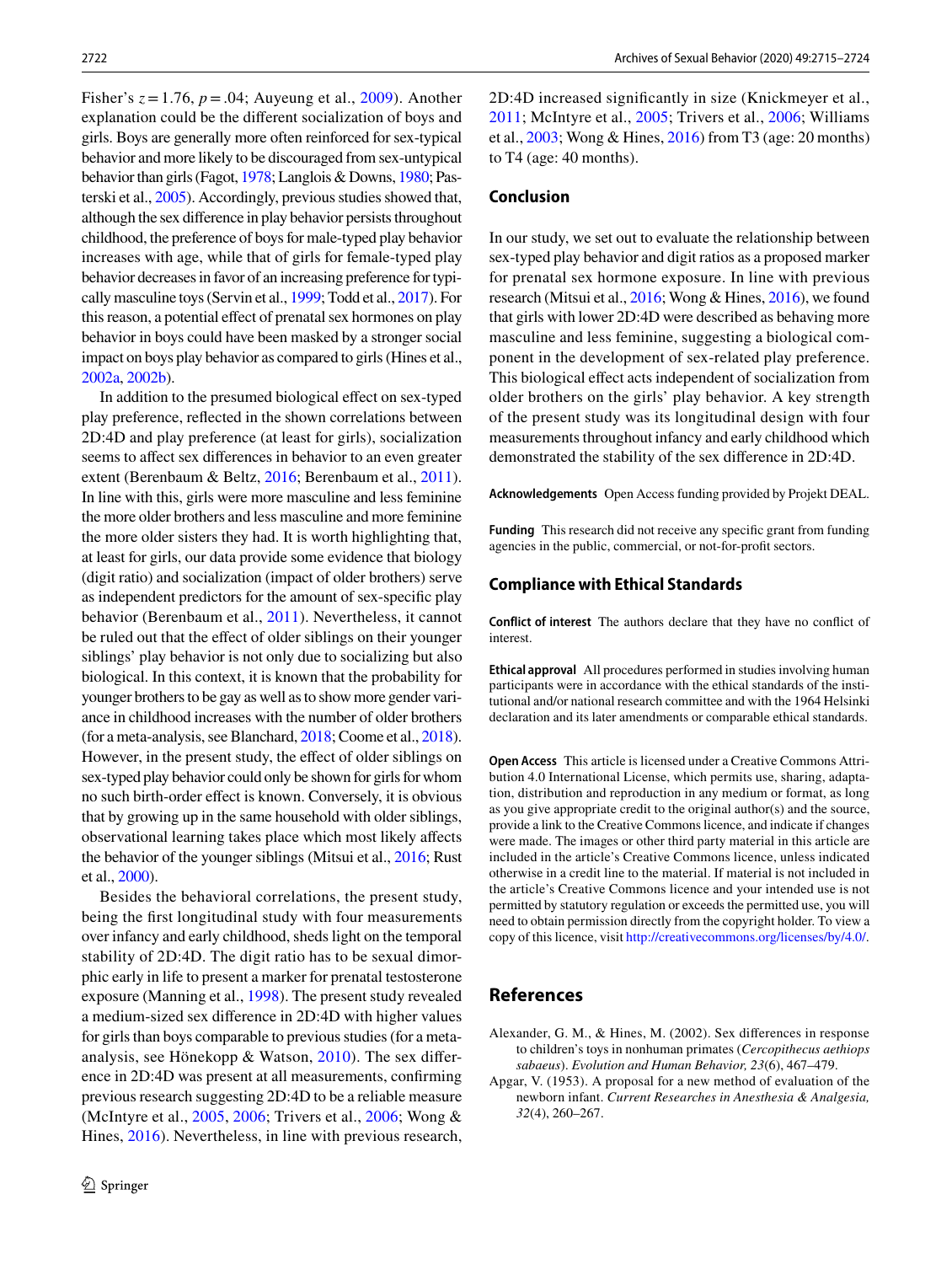Fisher's $z = 1.76$, $p = .04$; Auyeung et al., 2009). Another explanation could be the different socialization of boys and girls. Boys are generally more often reinforced for sex-typical behavior and more likely to be discouraged from sex-untypical behavior than girls (Fagot, 1978; Langlois & Downs, 1980; Pasterski et al., 2005). Accordingly, previous studies showed that, although the sex difference in play behavior persists throughout childhood, the preference of boys for male-typed play behavior increases with age, while that of girls for female-typed play behavior decreases in favor of an increasing preference for typically masculine toys (Servin et al., 1999; Todd et al., 2017). For this reason, a potential effect of prenatal sex hormones on play behavior in boys could have been masked by a stronger social impact on boys play behavior as compared to girls (Hines et al., 2002a, 2002b).

In addition to the presumed biological effect on sex-typed play preference, reflected in the shown correlations between 2D:4D and play preference (at least for girls), socialization seems to affect sex differences in behavior to an even greater extent (Berenbaum & Beltz, 2016; Berenbaum et al., 2011). In line with this, girls were more masculine and less feminine the more older brothers and less masculine and more feminine the more older sisters they had. It is worth highlighting that, at least for girls, our data provide some evidence that biology (digit ratio) and socialization (impact of older brothers) serve as independent predictors for the amount of sex-specific play behavior (Berenbaum et al., 2011). Nevertheless, it cannot be ruled out that the effect of older siblings on their younger siblings' play behavior is not only due to socializing but also biological. In this context, it is known that the probability for younger brothers to be gay as well as to show more gender variance in childhood increases with the number of older brothers (for a meta-analysis, see Blanchard, 2018; Coome et al., 2018). However, in the present study, the effect of older siblings on sex-typed play behavior could only be shown for girls for whom no such birth-order effect is known. Conversely, it is obvious that by growing up in the same household with older siblings, observational learning takes place which most likely affects the behavior of the younger siblings (Mitsui et al., 2016; Rust et al., 2000).

Besides the behavioral correlations, the present study, being the first longitudinal study with four measurements over infancy and early childhood, sheds light on the temporal stability of 2D:4D. The digit ratio has to be sexual dimorphic early in life to present a marker for prenatal testosterone exposure (Manning et al., 1998). The present study revealed a medium-sized sex difference in 2D:4D with higher values for girls than boys comparable to previous studies (for a meta-analysis, see Hönekopp & Watson, 2010). The sex difference in 2D:4D was present at all measurements, confirming previous research suggesting 2D:4D to be a reliable measure (McIntyre et al., 2005, 2006; Trivers et al., 2006; Wong & Hines, 2016). Nevertheless, in line with previous research, 2D:4D increased significantly in size (Knickmeyer et al., 2011; McIntyre et al., 2005; Trivers et al., 2006; Williams et al., 2003; Wong & Hines, 2016) from T3 (age: 20 months) to T4 (age: 40 months).

## Conclusion

In our study, we set out to evaluate the relationship between sex-typed play behavior and digit ratios as a proposed marker for prenatal sex hormone exposure. In line with previous research (Mitsui et al., 2016; Wong & Hines, 2016), we found that girls with lower 2D:4D were described as behaving more masculine and less feminine, suggesting a biological component in the development of sex-related play preference. This biological effect acts independent of socialization from older brothers on the girls' play behavior. A key strength of the present study was its longitudinal design with four measurements throughout infancy and early childhood which demonstrated the stability of the sex difference in 2D:4D.

**Acknowledgements** Open Access funding provided by Projekt DEAL.

**Funding** This research did not receive any specific grant from funding agencies in the public, commercial, or not-for-profit sectors.

## Compliance with Ethical Standards

**Conflict of interest** The authors declare that they have no conflict of interest.

**Ethical approval** All procedures performed in studies involving human participants were in accordance with the ethical standards of the institutional and/or national research committee and with the 1964 Helsinki declaration and its later amendments or comparable ethical standards.

**Open Access** This article is licensed under a Creative Commons Attribution 4.0 International License, which permits use, sharing, adaptation, distribution and reproduction in any medium or format, as long as you give appropriate credit to the original author(s) and the source, provide a link to the Creative Commons licence, and indicate if changes were made. The images or other third party material in this article are included in the article's Creative Commons licence, unless indicated otherwise in a credit line to the material. If material is not included in the article's Creative Commons licence and your intended use is not permitted by statutory regulation or exceeds the permitted use, you will need to obtain permission directly from the copyright holder. To view a copy of this licence, visit http://creativecommons.org/licenses/by/4.0/.

## References

Alexander, G. M., & Hines, M. (2002). Sex differences in response to children's toys in nonhuman primates (*Cercopithecus aethiops sabaeus*). *Evolution and Human Behavior, 23*(6), 467–479.

Apgar, V. (1953). A proposal for a new method of evaluation of the newborn infant. *Current Researches in Anesthesia & Analgesia, 32*(4), 260–267.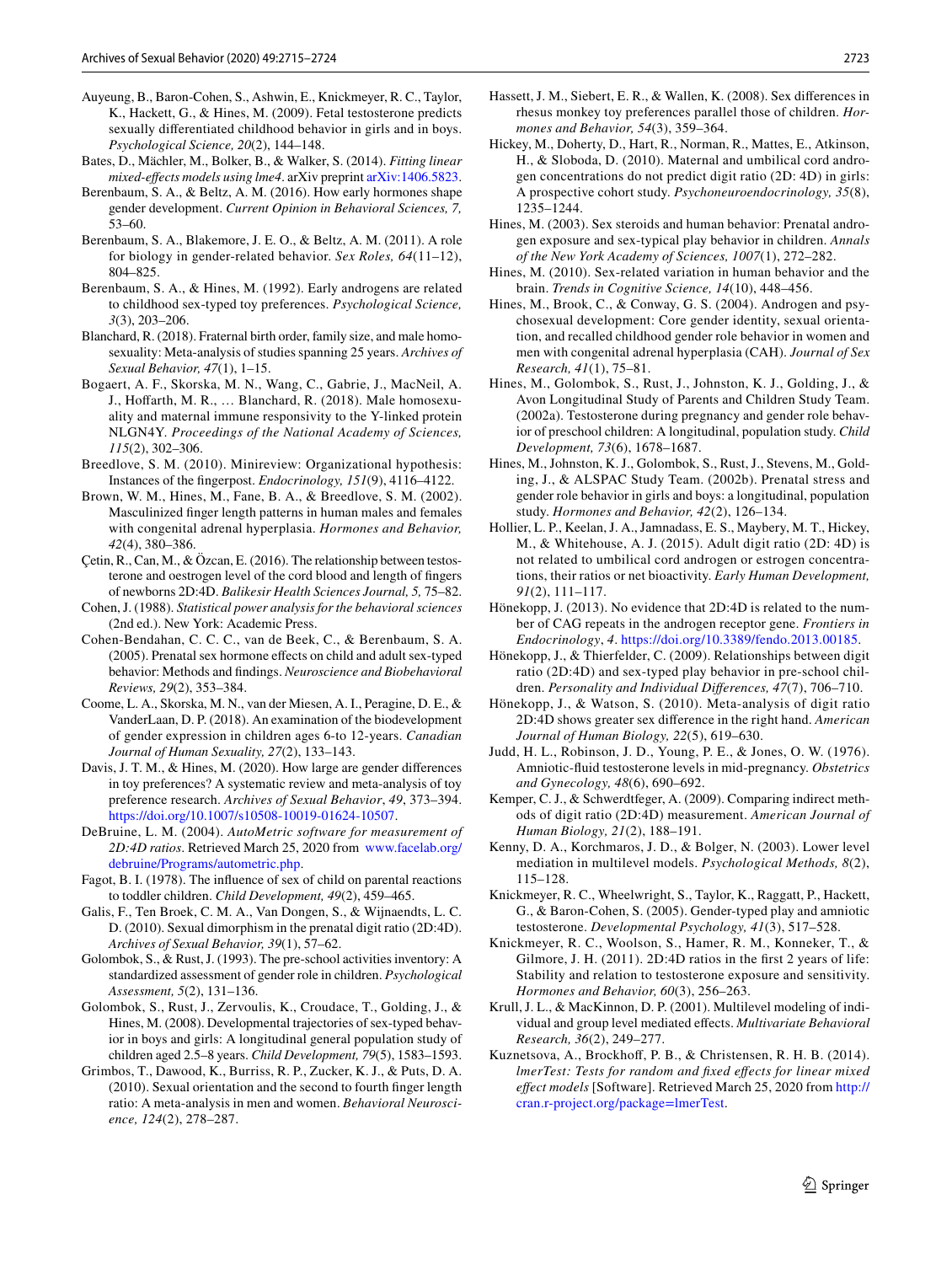Auyeung, B., Baron-Cohen, S., Ashwin, E., Knickmeyer, R. C., Taylor, K., Hackett, G., & Hines, M. (2009). Fetal testosterone predicts sexually differentiated childhood behavior in girls and in boys. *Psychological Science, 20*(2), 144–148.

Bates, D., Mächler, M., Bolker, B., & Walker, S. (2014). *Fitting linear mixed-effects models using lme4*. arXiv preprint arXiv:1406.5823.

Berenbaum, S. A., & Beltz, A. M. (2016). How early hormones shape gender development. *Current Opinion in Behavioral Sciences, 7,* 53–60.

Berenbaum, S. A., Blakemore, J. E. O., & Beltz, A. M. (2011). A role for biology in gender-related behavior. *Sex Roles, 64*(11–12), 804–825.

Berenbaum, S. A., & Hines, M. (1992). Early androgens are related to childhood sex-typed toy preferences. *Psychological Science, 3*(3), 203–206.

Blanchard, R. (2018). Fraternal birth order, family size, and male homosexuality: Meta-analysis of studies spanning 25 years. *Archives of Sexual Behavior, 47*(1), 1–15.

Bogaert, A. F., Skorska, M. N., Wang, C., Gabrie, J., MacNeil, A. J., Hoffarth, M. R., … Blanchard, R. (2018). Male homosexuality and maternal immune responsivity to the Y-linked protein NLGN4Y. *Proceedings of the National Academy of Sciences, 115*(2), 302–306.

Breedlove, S. M. (2010). Minireview: Organizational hypothesis: Instances of the fingerpost. *Endocrinology, 151*(9), 4116–4122.

Brown, W. M., Hines, M., Fane, B. A., & Breedlove, S. M. (2002). Masculinized finger length patterns in human males and females with congenital adrenal hyperplasia. *Hormones and Behavior, 42*(4), 380–386.

Çetin, R., Can, M., & Özcan, E. (2016). The relationship between testosterone and oestrogen level of the cord blood and length of fingers of newborns 2D:4D. *Balikesir Health Sciences Journal, 5,* 75–82.

Cohen, J. (1988). *Statistical power analysis for the behavioral sciences* (2nd ed.). New York: Academic Press.

Cohen-Bendahan, C. C. C., van de Beek, C., & Berenbaum, S. A. (2005). Prenatal sex hormone effects on child and adult sex-typed behavior: Methods and findings. *Neuroscience and Biobehavioral Reviews, 29*(2), 353–384.

Coome, L. A., Skorska, M. N., van der Miesen, A. I., Peragine, D. E., & VanderLaan, D. P. (2018). An examination of the biodevelopment of gender expression in children ages 6-to 12-years. *Canadian Journal of Human Sexuality, 27*(2), 133–143.

Davis, J. T. M., & Hines, M. (2020). How large are gender differences in toy preferences? A systematic review and meta-analysis of toy preference research. *Archives of Sexual Behavior*, *49*, 373–394. https://doi.org/10.1007/s10508-10019-01624-10507.

DeBruine, L. M. (2004). *AutoMetric software for measurement of 2D:4D ratios*. Retrieved March 25, 2020 from www.facelab.org/debruine/Programs/autometric.php.

Fagot, B. I. (1978). The influence of sex of child on parental reactions to toddler children. *Child Development, 49*(2), 459–465.

Galis, F., Ten Broek, C. M. A., Van Dongen, S., & Wijnaendts, L. C. D. (2010). Sexual dimorphism in the prenatal digit ratio (2D:4D). *Archives of Sexual Behavior, 39*(1), 57–62.

Golombok, S., & Rust, J. (1993). The pre-school activities inventory: A standardized assessment of gender role in children. *Psychological Assessment, 5*(2), 131–136.

Golombok, S., Rust, J., Zervoulis, K., Croudace, T., Golding, J., & Hines, M. (2008). Developmental trajectories of sex-typed behavior in boys and girls: A longitudinal general population study of children aged 2.5–8 years. *Child Development, 79*(5), 1583–1593.

Grimbos, T., Dawood, K., Burriss, R. P., Zucker, K. J., & Puts, D. A. (2010). Sexual orientation and the second to fourth finger length ratio: A meta-analysis in men and women. *Behavioral Neuroscience, 124*(2), 278–287.

Hassett, J. M., Siebert, E. R., & Wallen, K. (2008). Sex differences in rhesus monkey toy preferences parallel those of children. *Hormones and Behavior, 54*(3), 359–364.

Hickey, M., Doherty, D., Hart, R., Norman, R., Mattes, E., Atkinson, H., & Sloboda, D. (2010). Maternal and umbilical cord androgen concentrations do not predict digit ratio (2D: 4D) in girls: A prospective cohort study. *Psychoneuroendocrinology, 35*(8), 1235–1244.

Hines, M. (2003). Sex steroids and human behavior: Prenatal androgen exposure and sex-typical play behavior in children. *Annals of the New York Academy of Sciences, 1007*(1), 272–282.

Hines, M. (2010). Sex-related variation in human behavior and the brain. *Trends in Cognitive Science, 14*(10), 448–456.

Hines, M., Brook, C., & Conway, G. S. (2004). Androgen and psychosexual development: Core gender identity, sexual orientation, and recalled childhood gender role behavior in women and men with congenital adrenal hyperplasia (CAH). *Journal of Sex Research, 41*(1), 75–81.

Hines, M., Golombok, S., Rust, J., Johnston, K. J., Golding, J., & Avon Longitudinal Study of Parents and Children Study Team. (2002a). Testosterone during pregnancy and gender role behavior of preschool children: A longitudinal, population study. *Child Development, 73*(6), 1678–1687.

Hines, M., Johnston, K. J., Golombok, S., Rust, J., Stevens, M., Golding, J., & ALSPAC Study Team. (2002b). Prenatal stress and gender role behavior in girls and boys: a longitudinal, population study. *Hormones and Behavior, 42*(2), 126–134.

Hollier, L. P., Keelan, J. A., Jamnadass, E. S., Maybery, M. T., Hickey, M., & Whitehouse, A. J. (2015). Adult digit ratio (2D: 4D) is not related to umbilical cord androgen or estrogen concentrations, their ratios or net bioactivity. *Early Human Development, 91*(2), 111–117.

Hönekopp, J. (2013). No evidence that 2D:4D is related to the number of CAG repeats in the androgen receptor gene. *Frontiers in Endocrinology*, *4*. https://doi.org/10.3389/fendo.2013.00185.

Hönekopp, J., & Thierfelder, C. (2009). Relationships between digit ratio (2D:4D) and sex-typed play behavior in pre-school children. *Personality and Individual Differences, 47*(7), 706–710.

Hönekopp, J., & Watson, S. (2010). Meta-analysis of digit ratio 2D:4D shows greater sex difference in the right hand. *American Journal of Human Biology, 22*(5), 619–630.

Judd, H. L., Robinson, J. D., Young, P. E., & Jones, O. W. (1976). Amniotic-fluid testosterone levels in mid-pregnancy. *Obstetrics and Gynecology, 48*(6), 690–692.

Kemper, C. J., & Schwerdtfeger, A. (2009). Comparing indirect methods of digit ratio (2D:4D) measurement. *American Journal of Human Biology, 21*(2), 188–191.

Kenny, D. A., Korchmaros, J. D., & Bolger, N. (2003). Lower level mediation in multilevel models. *Psychological Methods, 8*(2), 115–128.

Knickmeyer, R. C., Wheelwright, S., Taylor, K., Raggatt, P., Hackett, G., & Baron-Cohen, S. (2005). Gender-typed play and amniotic testosterone. *Developmental Psychology, 41*(3), 517–528.

Knickmeyer, R. C., Woolson, S., Hamer, R. M., Konneker, T., & Gilmore, J. H. (2011). 2D:4D ratios in the first 2 years of life: Stability and relation to testosterone exposure and sensitivity. *Hormones and Behavior, 60*(3), 256–263.

Krull, J. L., & MacKinnon, D. P. (2001). Multilevel modeling of individual and group level mediated effects. *Multivariate Behavioral Research, 36*(2), 249–277.

Kuznetsova, A., Brockhoff, P. B., & Christensen, R. H. B. (2014). *lmerTest: Tests for random and fixed effects for linear mixed effect models* [Software]. Retrieved March 25, 2020 from http://cran.r-project.org/package=lmerTest.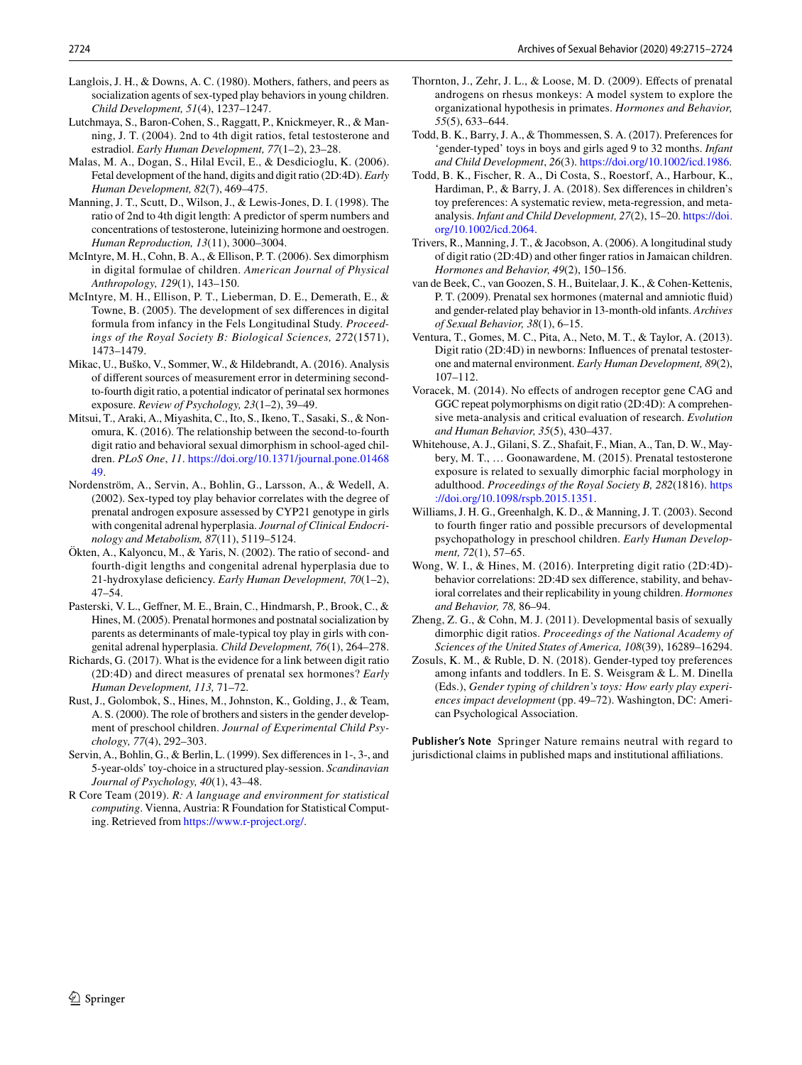Langlois, J. H., & Downs, A. C. (1980). Mothers, fathers, and peers as socialization agents of sex-typed play behaviors in young children. *Child Development, 51*(4), 1237–1247.

Lutchmaya, S., Baron-Cohen, S., Raggatt, P., Knickmeyer, R., & Manning, J. T. (2004). 2nd to 4th digit ratios, fetal testosterone and estradiol. *Early Human Development, 77*(1–2), 23–28.

Malas, M. A., Dogan, S., Hilal Evcil, E., & Desdicioglu, K. (2006). Fetal development of the hand, digits and digit ratio (2D:4D). *Early Human Development, 82*(7), 469–475.

Manning, J. T., Scutt, D., Wilson, J., & Lewis-Jones, D. I. (1998). The ratio of 2nd to 4th digit length: A predictor of sperm numbers and concentrations of testosterone, luteinizing hormone and oestrogen. *Human Reproduction, 13*(11), 3000–3004.

McIntyre, M. H., Cohn, B. A., & Ellison, P. T. (2006). Sex dimorphism in digital formulae of children. *American Journal of Physical Anthropology, 129*(1), 143–150.

McIntyre, M. H., Ellison, P. T., Lieberman, D. E., Demerath, E., & Towne, B. (2005). The development of sex differences in digital formula from infancy in the Fels Longitudinal Study. *Proceedings of the Royal Society B: Biological Sciences, 272*(1571), 1473–1479.

Mikac, U., Buško, V., Sommer, W., & Hildebrandt, A. (2016). Analysis of different sources of measurement error in determining second-to-fourth digit ratio, a potential indicator of perinatal sex hormones exposure. *Review of Psychology, 23*(1–2), 39–49.

Mitsui, T., Araki, A., Miyashita, C., Ito, S., Ikeno, T., Sasaki, S., & Nonomura, K. (2016). The relationship between the second-to-fourth digit ratio and behavioral sexual dimorphism in school-aged children. *PLoS One*, *11*. https://doi.org/10.1371/journal.pone.0146849.

Nordenström, A., Servin, A., Bohlin, G., Larsson, A., & Wedell, A. (2002). Sex-typed toy play behavior correlates with the degree of prenatal androgen exposure assessed by CYP21 genotype in girls with congenital adrenal hyperplasia. *Journal of Clinical Endocrinology and Metabolism, 87*(11), 5119–5124.

Ökten, A., Kalyoncu, M., & Yaris, N. (2002). The ratio of second- and fourth-digit lengths and congenital adrenal hyperplasia due to 21-hydroxylase deficiency. *Early Human Development, 70*(1–2), 47–54.

Pasterski, V. L., Geffner, M. E., Brain, C., Hindmarsh, P., Brook, C., & Hines, M. (2005). Prenatal hormones and postnatal socialization by parents as determinants of male-typical toy play in girls with congenital adrenal hyperplasia. *Child Development, 76*(1), 264–278.

Richards, G. (2017). What is the evidence for a link between digit ratio (2D:4D) and direct measures of prenatal sex hormones? *Early Human Development, 113,* 71–72.

Rust, J., Golombok, S., Hines, M., Johnston, K., Golding, J., & Team, A. S. (2000). The role of brothers and sisters in the gender development of preschool children. *Journal of Experimental Child Psychology, 77*(4), 292–303.

Servin, A., Bohlin, G., & Berlin, L. (1999). Sex differences in 1-, 3-, and 5-year-olds' toy-choice in a structured play-session. *Scandinavian Journal of Psychology, 40*(1), 43–48.

R Core Team (2019). *R: A language and environment for statistical computing*. Vienna, Austria: R Foundation for Statistical Computing. Retrieved from https://www.r-project.org/.

Thornton, J., Zehr, J. L., & Loose, M. D. (2009). Effects of prenatal androgens on rhesus monkeys: A model system to explore the organizational hypothesis in primates. *Hormones and Behavior, 55*(5), 633–644.

Todd, B. K., Barry, J. A., & Thommessen, S. A. (2017). Preferences for 'gender-typed' toys in boys and girls aged 9 to 32 months. *Infant and Child Development*, *26*(3). https://doi.org/10.1002/icd.1986.

Todd, B. K., Fischer, R. A., Di Costa, S., Roestorf, A., Harbour, K., Hardiman, P., & Barry, J. A. (2018). Sex differences in children's toy preferences: A systematic review, meta-regression, and meta-analysis. *Infant and Child Development, 27*(2), 15–20. https://doi.org/10.1002/icd.2064.

Trivers, R., Manning, J. T., & Jacobson, A. (2006). A longitudinal study of digit ratio (2D:4D) and other finger ratios in Jamaican children. *Hormones and Behavior, 49*(2), 150–156.

van de Beek, C., van Goozen, S. H., Buitelaar, J. K., & Cohen-Kettenis, P. T. (2009). Prenatal sex hormones (maternal and amniotic fluid) and gender-related play behavior in 13-month-old infants. *Archives of Sexual Behavior, 38*(1), 6–15.

Ventura, T., Gomes, M. C., Pita, A., Neto, M. T., & Taylor, A. (2013). Digit ratio (2D:4D) in newborns: Influences of prenatal testosterone and maternal environment. *Early Human Development, 89*(2), 107–112.

Voracek, M. (2014). No effects of androgen receptor gene CAG and GGC repeat polymorphisms on digit ratio (2D:4D): A comprehensive meta-analysis and critical evaluation of research. *Evolution and Human Behavior, 35*(5), 430–437.

Whitehouse, A. J., Gilani, S. Z., Shafait, F., Mian, A., Tan, D. W., Maybery, M. T., … Goonawardene, M. (2015). Prenatal testosterone exposure is related to sexually dimorphic facial morphology in adulthood. *Proceedings of the Royal Society B, 282*(1816). https://doi.org/10.1098/rspb.2015.1351.

Williams, J. H. G., Greenhalgh, K. D., & Manning, J. T. (2003). Second to fourth finger ratio and possible precursors of developmental psychopathology in preschool children. *Early Human Development, 72*(1), 57–65.

Wong, W. I., & Hines, M. (2016). Interpreting digit ratio (2D:4D)-behavior correlations: 2D:4D sex difference, stability, and behavioral correlates and their replicability in young children. *Hormones and Behavior, 78,* 86–94.

Zheng, Z. G., & Cohn, M. J. (2011). Developmental basis of sexually dimorphic digit ratios. *Proceedings of the National Academy of Sciences of the United States of America, 108*(39), 16289–16294.

Zosuls, K. M., & Ruble, D. N. (2018). Gender-typed toy preferences among infants and toddlers. In E. S. Weisgram & L. M. Dinella (Eds.), *Gender typing of children's toys: How early play experiences impact development* (pp. 49–72). Washington, DC: American Psychological Association.

**Publisher's Note** Springer Nature remains neutral with regard to jurisdictional claims in published maps and institutional affiliations.